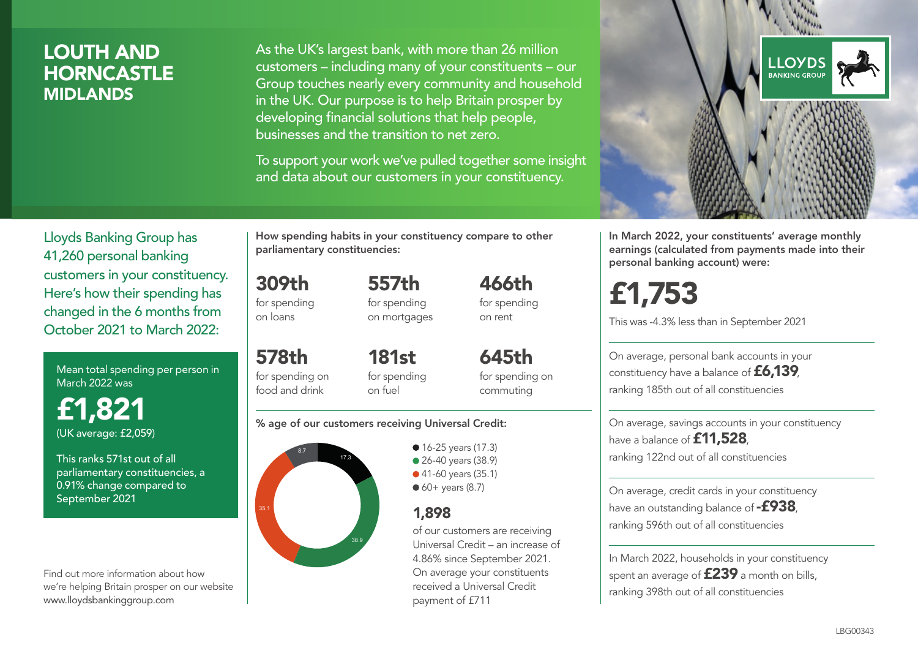# LOUTH AND HORNCASTLE
## MIDLANDS

As the UK's largest bank, with more than 26 million customers – including many of your constituents – our Group touches nearly every community and household in the UK. Our purpose is to help Britain prosper by developing financial solutions that help people, businesses and the transition to net zero.

To support your work we've pulled together some insight and data about our customers in your constituency.

LLOYDS BANKING GROUP

Lloyds Banking Group has 41,260 personal banking customers in your constituency. Here's how their spending has changed in the 6 months from October 2021 to March 2022:

Mean total spending per person in March 2022 was

**£1,821**
(UK average: £2,059)

This ranks 571st out of all parliamentary constituencies, a 0.91% change compared to September 2021

Find out more information about how we're helping Britain prosper on our website www.lloydsbankinggroup.com

**How spending habits in your constituency compare to other parliamentary constituencies:**

**309th** for spending on loans

**557th** for spending on mortgages

**466th** for spending on rent

**578th** for spending on food and drink

**181st** for spending on fuel

**645th** for spending on commuting

**% age of our customers receiving Universal Credit:**

- 16-25 years (17.3)
- 26-40 years (38.9)
- 41-60 years (35.1)
- 60+ years (8.7)

**1,898**
of our customers are receiving Universal Credit – an increase of 4.86% since September 2021. On average your constituents received a Universal Credit payment of £711

**In March 2022, your constituents' average monthly earnings (calculated from payments made into their personal banking account) were:**

**£1,753**

This was -4.3% less than in September 2021

On average, personal bank accounts in your constituency have a balance of **£6,139**, ranking 185th out of all constituencies

On average, savings accounts in your constituency have a balance of **£11,528**, ranking 122nd out of all constituencies

On average, credit cards in your constituency have an outstanding balance of **-£938**, ranking 596th out of all constituencies

In March 2022, households in your constituency spent an average of **£239** a month on bills, ranking 398th out of all constituencies

LBG00343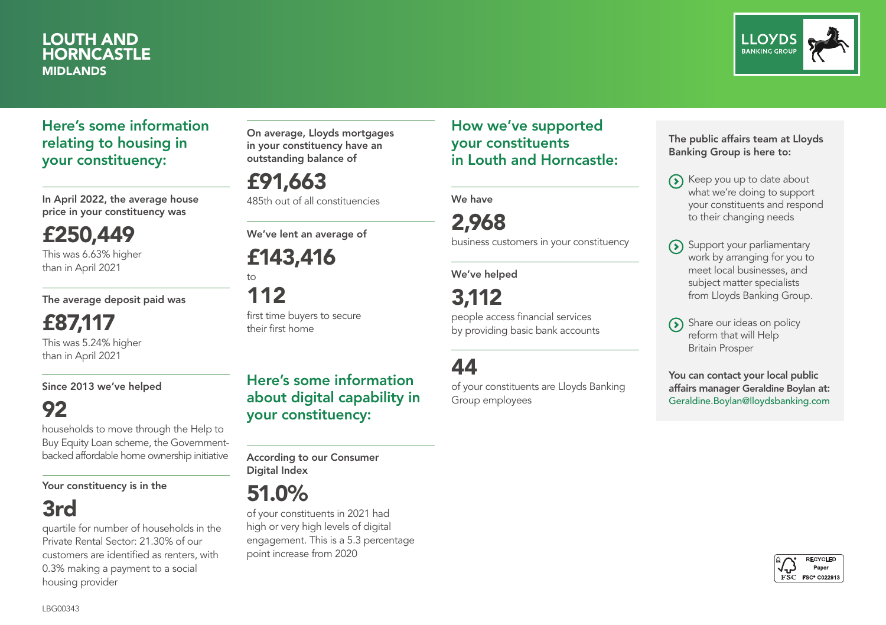# LOUTH AND HORNCASTLE

**MIDLANDS**

LLOYDS BANKING GROUP

## Here's some information relating to housing in your constituency:

**In April 2022, the average house price in your constituency was**

# £250,449

This was 6.63% higher than in April 2021

**The average deposit paid was**

# £87,117

This was 5.24% higher than in April 2021

**Since 2013 we've helped**

# 92

households to move through the Help to Buy Equity Loan scheme, the Government-backed affordable home ownership initiative

**Your constituency is in the**

# 3rd

quartile for number of households in the Private Rental Sector: 21.30% of our customers are identified as renters, with 0.3% making a payment to a social housing provider

**On average, Lloyds mortgages in your constituency have an outstanding balance of**

# £91,663

485th out of all constituencies

**We've lent an average of**

# £143,416

to

# 112

first time buyers to secure their first home

## Here's some information about digital capability in your constituency:

**According to our Consumer Digital Index**

# 51.0%

of your constituents in 2021 had high or very high levels of digital engagement. This is a 5.3 percentage point increase from 2020

## How we've supported your constituents in Louth and Horncastle:

**We have**

# 2,968

business customers in your constituency

**We've helped**

# 3,112

people access financial services by providing basic bank accounts

# 44

of your constituents are Lloyds Banking Group employees

**The public affairs team at Lloyds Banking Group is here to:**

- Keep you up to date about what we're doing to support your constituents and respond to their changing needs
- Support your parliamentary work by arranging for you to meet local businesses, and subject matter specialists from Lloyds Banking Group.
- Share our ideas on policy reform that will Help Britain Prosper

**You can contact your local public affairs manager Geraldine Boylan at:**
Geraldine.Boylan@lloydsbanking.com

RECYCLED Paper FSC® C022913

LBG00343